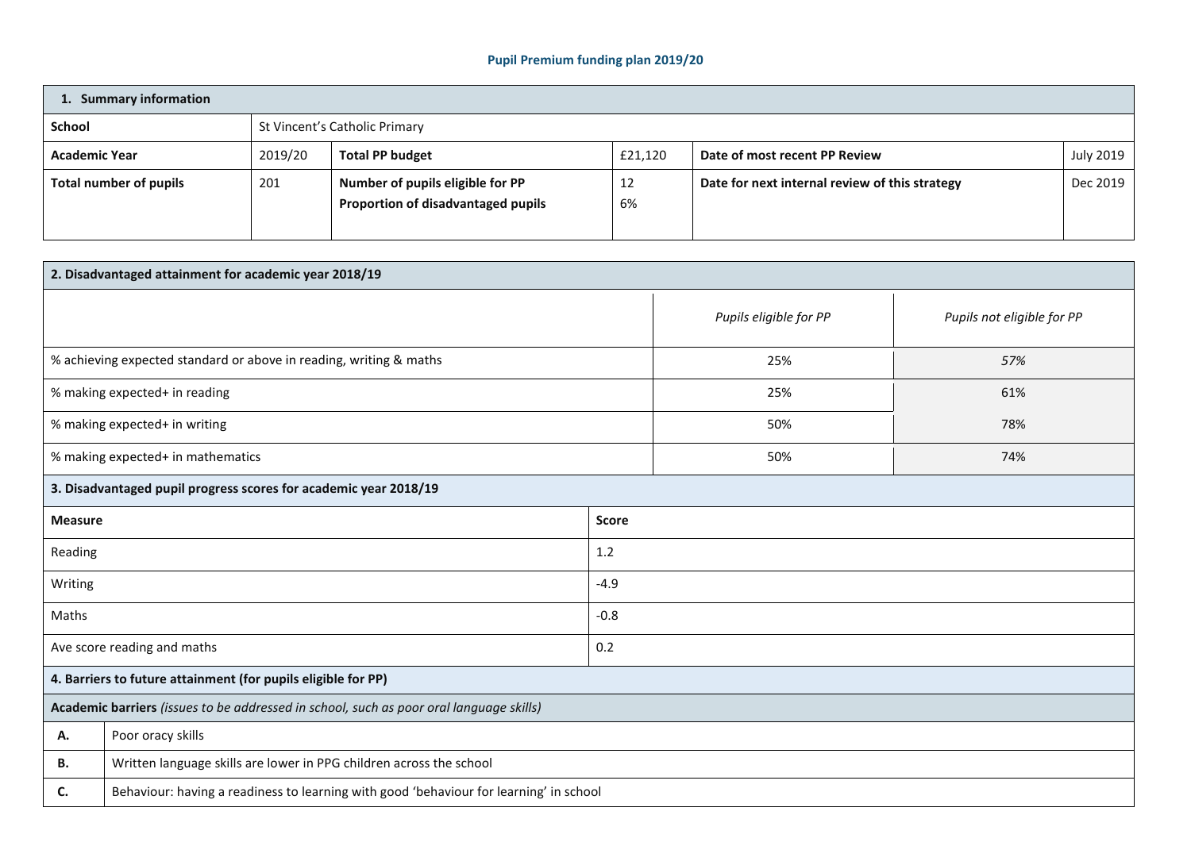# Pupil Premium funding plan 2019/20

| 1. Summary information | | | | | |
|---|---|---|---|---|---|
| **School** | St Vincent's Catholic Primary | | | | |
| **Academic Year** | 2019/20 | **Total PP budget** | £21,120 | **Date of most recent PP Review** | July 2019 |
| **Total number of pupils** | 201 | **Number of pupils eligible for PP**<br>**Proportion of disadvantaged pupils** | 12<br>6% | **Date for next internal review of this strategy** | Dec 2019 |

| 2. Disadvantaged attainment for academic year 2018/19 | | |
|---|---|---|
| | *Pupils eligible for PP* | *Pupils not eligible for PP* |
| % achieving expected standard or above in reading, writing & maths | 25% | *57%* |
| % making expected+ in reading | 25% | 61% |
| % making expected+ in writing | 50% | 78% |
| % making expected+ in mathematics | 50% | 74% |

| 3. Disadvantaged pupil progress scores for academic year 2018/19 | |
|---|---|
| **Measure** | **Score** |
| Reading | 1.2 |
| Writing | -4.9 |
| Maths | -0.8 |
| Ave score reading and maths | 0.2 |

| 4. Barriers to future attainment (for pupils eligible for PP) | |
|---|---|
| **Academic barriers** *(issues to be addressed in school, such as poor oral language skills)* | |
| **A.** | Poor oracy skills |
| **B.** | Written language skills are lower in PPG children across the school |
| **C.** | Behaviour: having a readiness to learning with good 'behaviour for learning' in school |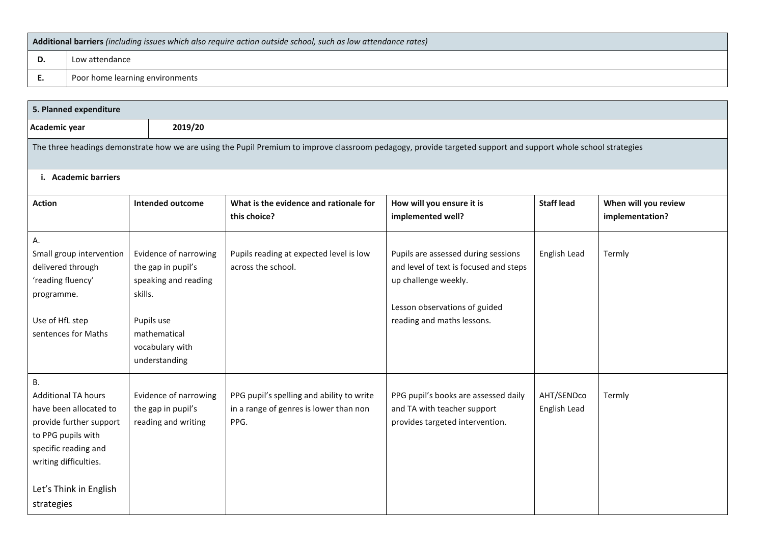| **Additional barriers** *(including issues which also require action outside school, such as low attendance rates)* | |
|---|---|
| **D.** | Low attendance |
| **E.** | Poor home learning environments |

| **5. Planned expenditure** | | | | | |
|---|---|---|---|---|---|
| **Academic year** | **2019/20** | | | | |
| The three headings demonstrate how we are using the Pupil Premium to improve classroom pedagogy, provide targeted support and support whole school strategies | | | | | |
| **i. Academic barriers** | | | | | |
| **Action** | **Intended outcome** | **What is the evidence and rationale for this choice?** | **How will you ensure it is implemented well?** | **Staff lead** | **When will you review implementation?** |
| A.<br>Small group intervention delivered through 'reading fluency' programme.<br><br>Use of HfL step sentences for Maths | Evidence of narrowing the gap in pupil's speaking and reading skills.<br><br>Pupils use mathematical vocabulary with understanding | Pupils reading at expected level is low across the school. | Pupils are assessed during sessions and level of text is focused and steps up challenge weekly.<br><br>Lesson observations of guided reading and maths lessons. | English Lead | Termly |
| B.<br>Additional TA hours have been allocated to provide further support to PPG pupils with specific reading and writing difficulties.<br><br>Let's Think in English strategies | Evidence of narrowing the gap in pupil's reading and writing | PPG pupil's spelling and ability to write in a range of genres is lower than non PPG. | PPG pupil's books are assessed daily and TA with teacher support provides targeted intervention. | AHT/SENDco<br>English Lead | Termly |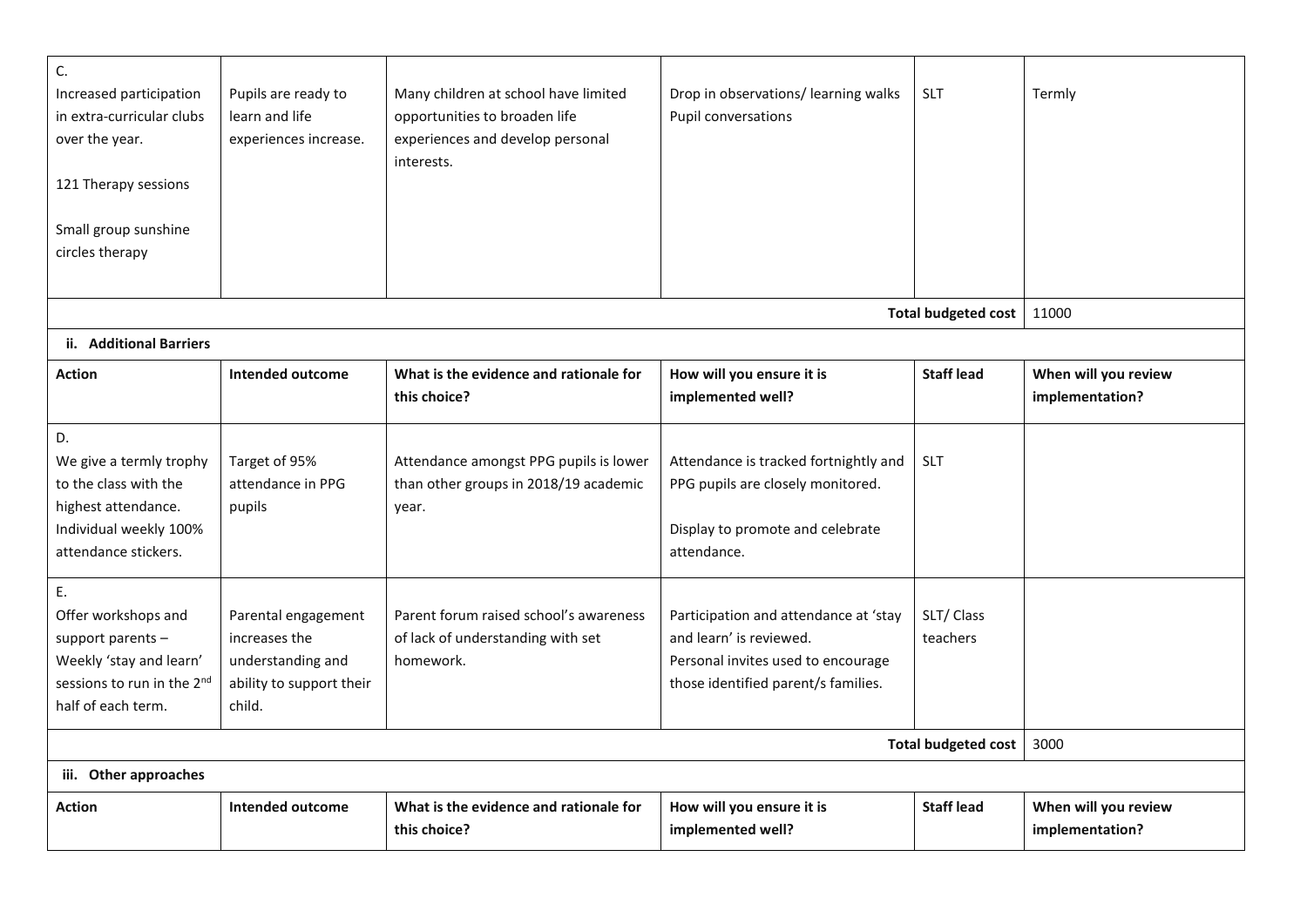| | | | | | |
|---|---|---|---|---|---|
| C.<br>Increased participation in extra-curricular clubs over the year.<br><br>121 Therapy sessions<br><br>Small group sunshine circles therapy | Pupils are ready to learn and life experiences increase. | Many children at school have limited opportunities to broaden life experiences and develop personal interests. | Drop in observations/ learning walks<br>Pupil conversations | SLT | Termly |
| | | | | **Total budgeted cost** | 11000 |

**ii. Additional Barriers**

| Action | Intended outcome | What is the evidence and rationale for this choice? | How will you ensure it is implemented well? | Staff lead | When will you review implementation? |
|---|---|---|---|---|---|
| D.<br>We give a termly trophy to the class with the highest attendance. Individual weekly 100% attendance stickers. | Target of 95% attendance in PPG pupils | Attendance amongst PPG pupils is lower than other groups in 2018/19 academic year. | Attendance is tracked fortnightly and PPG pupils are closely monitored.<br><br>Display to promote and celebrate attendance. | SLT | |
| E.<br>Offer workshops and support parents – Weekly 'stay and learn' sessions to run in the 2nd half of each term. | Parental engagement increases the understanding and ability to support their child. | Parent forum raised school's awareness of lack of understanding with set homework. | Participation and attendance at 'stay and learn' is reviewed.<br>Personal invites used to encourage those identified parent/s families. | SLT/ Class teachers | |
| | | | | **Total budgeted cost** | 3000 |

**iii. Other approaches**

| Action | Intended outcome | What is the evidence and rationale for this choice? | How will you ensure it is implemented well? | Staff lead | When will you review implementation? |
|---|---|---|---|---|---|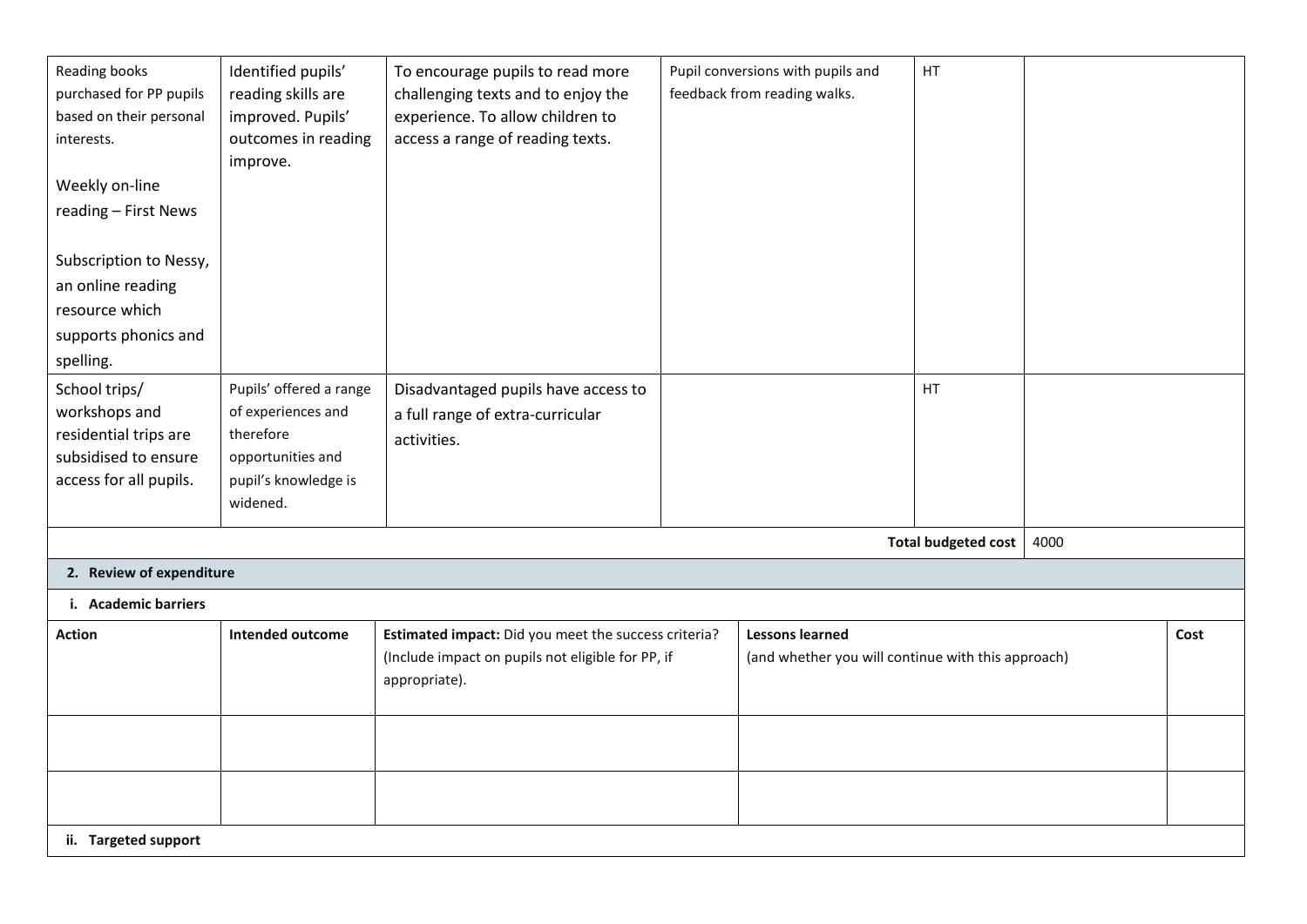| | | | | | |
|---|---|---|---|---|---|
| Reading books purchased for PP pupils based on their personal interests.<br><br>Weekly on-line reading – First News<br><br>Subscription to Nessy, an online reading resource which supports phonics and spelling. | Identified pupils' reading skills are improved. Pupils' outcomes in reading improve. | To encourage pupils to read more challenging texts and to enjoy the experience. To allow children to access a range of reading texts. | Pupil conversions with pupils and feedback from reading walks. | HT | |
| School trips/ workshops and residential trips are subsidised to ensure access for all pupils. | Pupils' offered a range of experiences and therefore opportunities and pupil's knowledge is widened. | Disadvantaged pupils have access to a full range of extra-curricular activities. | | HT | |
| | | | | **Total budgeted cost** | 4000 |

**2. Review of expenditure**

**i. Academic barriers**

| **Action** | **Intended outcome** | **Estimated impact:** Did you meet the success criteria? (Include impact on pupils not eligible for PP, if appropriate). | **Lessons learned** (and whether you will continue with this approach) | **Cost** |
|---|---|---|---|---|
| | | | | |
| | | | | |

**ii. Targeted support**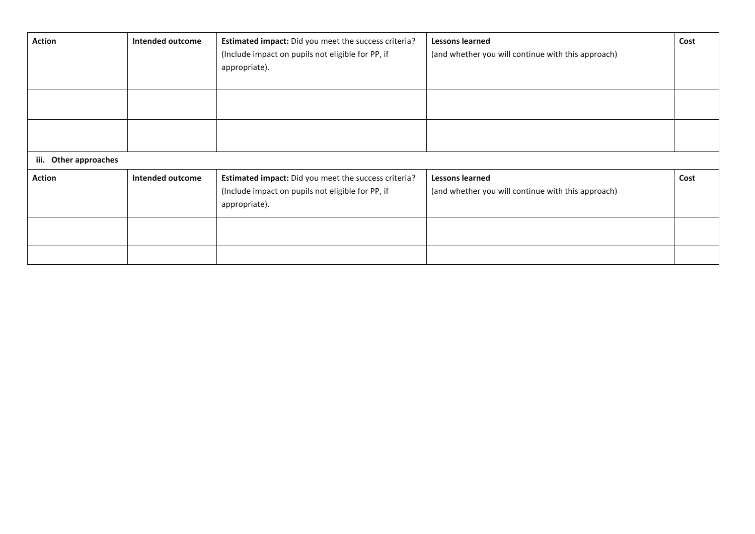| Action | Intended outcome | **Estimated impact:** Did you meet the success criteria? (Include impact on pupils not eligible for PP, if appropriate). | **Lessons learned** (and whether you will continue with this approach) | Cost |
|---|---|---|---|---|
| | | | | |
| | | | | |
| **iii. Other approaches** | | | | |
| **Action** | **Intended outcome** | **Estimated impact:** Did you meet the success criteria? (Include impact on pupils not eligible for PP, if appropriate). | **Lessons learned** (and whether you will continue with this approach) | **Cost** |
| | | | | |
| | | | | |